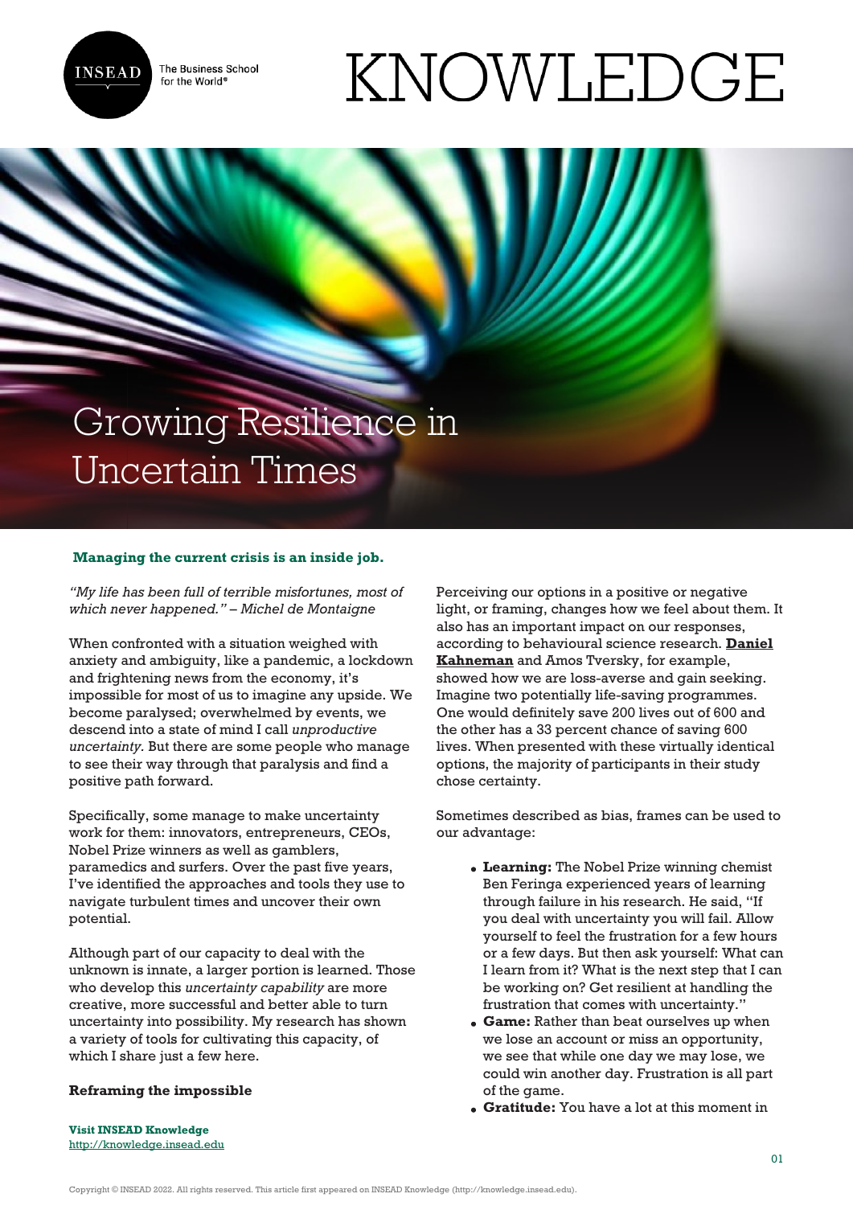# Growing Resilience in Uncertain Times

**Managing the current crisis is an inside job.**

*"My life has been full of terrible misfortunes, most of which never happened." – Michel de Montaigne*

When confronted with a situation weighed with anxiety and ambiguity, like a pandemic, a lockdown and frightening news from the economy, it's impossible for most of us to imagine any upside. We become paralysed; overwhelmed by events, we descend into a state of mind I call *unproductive uncertainty*. But there are some people who manage to see their way through that paralysis and find a positive path forward.

Specifically, some manage to make uncertainty work for them: innovators, entrepreneurs, CEOs, Nobel Prize winners as well as gamblers, paramedics and surfers. Over the past five years, I've identified the approaches and tools they use to navigate turbulent times and uncover their own potential.

Although part of our capacity to deal with the unknown is innate, a larger portion is learned. Those who develop this *uncertainty capability* are more creative, more successful and better able to turn uncertainty into possibility. My research has shown a variety of tools for cultivating this capacity, of which I share just a few here.

**Reframing the impossible**

Perceiving our options in a positive or negative light, or framing, changes how we feel about them. It also has an important impact on our responses, according to behavioural science research. **Daniel Kahneman** and Amos Tversky, for example, showed how we are loss-averse and gain seeking. Imagine two potentially life-saving programmes. One would definitely save 200 lives out of 600 and the other has a 33 percent chance of saving 600 lives. When presented with these virtually identical options, the majority of participants in their study chose certainty.

Sometimes described as bias, frames can be used to our advantage:

- **Learning:** The Nobel Prize winning chemist Ben Feringa experienced years of learning through failure in his research. He said, "If you deal with uncertainty you will fail. Allow yourself to feel the frustration for a few hours or a few days. But then ask yourself: What can I learn from it? What is the next step that I can be working on? Get resilient at handling the frustration that comes with uncertainty."
- **Game:** Rather than beat ourselves up when we lose an account or miss an opportunity, we see that while one day we may lose, we could win another day. Frustration is all part of the game.
- **Gratitude:** You have a lot at this moment in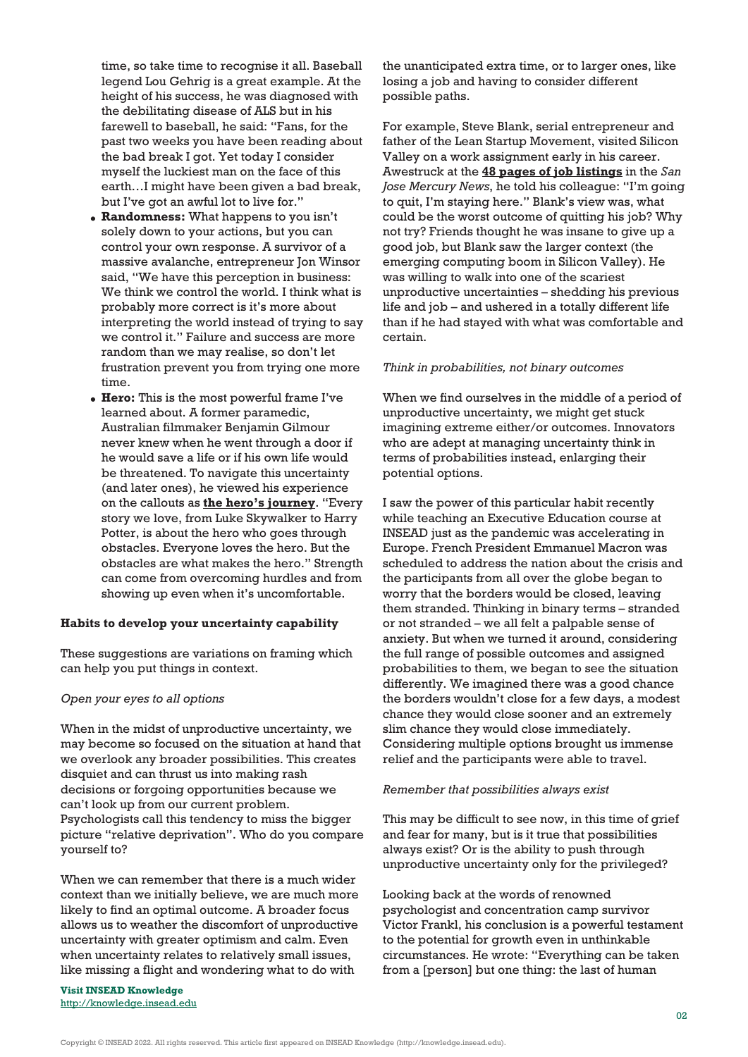time, so take time to recognise it all. Baseball legend Lou Gehrig is a great example. At the height of his success, he was diagnosed with the debilitating disease of ALS but in his farewell to baseball, he said: "Fans, for the past two weeks you have been reading about the bad break I got. Yet today I consider myself the luckiest man on the face of this earth…I might have been given a bad break, but I've got an awful lot to live for."

- **Randomness:** What happens to you isn't solely down to your actions, but you can control your own response. A survivor of a massive avalanche, entrepreneur Jon Winsor said, "We have this perception in business: We think we control the world. I think what is probably more correct is it's more about interpreting the world instead of trying to say we control it." Failure and success are more random than we may realise, so don't let frustration prevent you from trying one more time.
- **Hero:** This is the most powerful frame I've learned about. A former paramedic, Australian filmmaker Benjamin Gilmour never knew when he went through a door if he would save a life or if his own life would be threatened. To navigate this uncertainty (and later ones), he viewed his experience on the callouts as **the hero's journey**. "Every story we love, from Luke Skywalker to Harry Potter, is about the hero who goes through obstacles. Everyone loves the hero. But the obstacles are what makes the hero." Strength can come from overcoming hurdles and from showing up even when it's uncomfortable.

**Habits to develop your uncertainty capability**

These suggestions are variations on framing which can help you put things in context.

*Open your eyes to all options*

When in the midst of unproductive uncertainty, we may become so focused on the situation at hand that we overlook any broader possibilities. This creates disquiet and can thrust us into making rash decisions or forgoing opportunities because we can't look up from our current problem. Psychologists call this tendency to miss the bigger picture "relative deprivation". Who do you compare yourself to?

When we can remember that there is a much wider context than we initially believe, we are much more likely to find an optimal outcome. A broader focus allows us to weather the discomfort of unproductive uncertainty with greater optimism and calm. Even when uncertainty relates to relatively small issues, like missing a flight and wondering what to do with the unanticipated extra time, or to larger ones, like losing a job and having to consider different possible paths.

For example, Steve Blank, serial entrepreneur and father of the Lean Startup Movement, visited Silicon Valley on a work assignment early in his career. Awestruck at the **48 pages of job listings** in the *San Jose Mercury News*, he told his colleague: "I'm going to quit, I'm staying here." Blank's view was, what could be the worst outcome of quitting his job? Why not try? Friends thought he was insane to give up a good job, but Blank saw the larger context (the emerging computing boom in Silicon Valley). He was willing to walk into one of the scariest unproductive uncertainties – shedding his previous life and job – and ushered in a totally different life than if he had stayed with what was comfortable and certain.

*Think in probabilities, not binary outcomes*

When we find ourselves in the middle of a period of unproductive uncertainty, we might get stuck imagining extreme either/or outcomes. Innovators who are adept at managing uncertainty think in terms of probabilities instead, enlarging their potential options.

I saw the power of this particular habit recently while teaching an Executive Education course at INSEAD just as the pandemic was accelerating in Europe. French President Emmanuel Macron was scheduled to address the nation about the crisis and the participants from all over the globe began to worry that the borders would be closed, leaving them stranded. Thinking in binary terms – stranded or not stranded – we all felt a palpable sense of anxiety. But when we turned it around, considering the full range of possible outcomes and assigned probabilities to them, we began to see the situation differently. We imagined there was a good chance the borders wouldn't close for a few days, a modest chance they would close sooner and an extremely slim chance they would close immediately. Considering multiple options brought us immense relief and the participants were able to travel.

*Remember that possibilities always exist*

This may be difficult to see now, in this time of grief and fear for many, but is it true that possibilities always exist? Or is the ability to push through unproductive uncertainty only for the privileged?

Looking back at the words of renowned psychologist and concentration camp survivor Victor Frankl, his conclusion is a powerful testament to the potential for growth even in unthinkable circumstances. He wrote: "Everything can be taken from a [person] but one thing: the last of human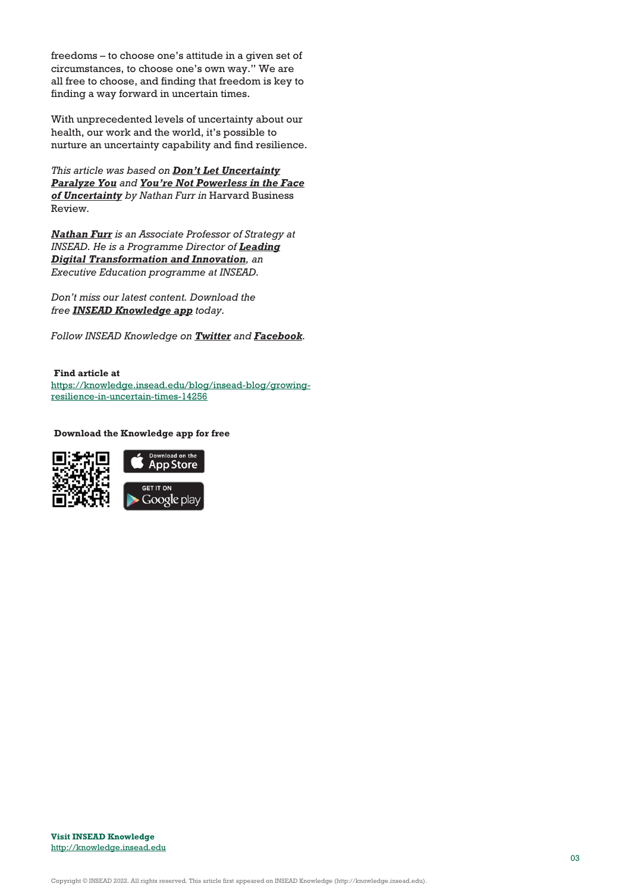freedoms – to choose one's attitude in a given set of circumstances, to choose one's own way." We are all free to choose, and finding that freedom is key to finding a way forward in uncertain times.

With unprecedented levels of uncertainty about our health, our work and the world, it's possible to nurture an uncertainty capability and find resilience.

*This article was based on* ***Don't Let Uncertainty Paralyze You*** *and* ***You're Not Powerless in the Face of Uncertainty*** *by Nathan Furr in* Harvard Business Review.

***Nathan Furr*** *is an Associate Professor of Strategy at INSEAD. He is a Programme Director of* ***Leading Digital Transformation and Innovation****, an Executive Education programme at INSEAD.*

*Don't miss our latest content. Download the free* ***INSEAD Knowledge app*** *today.*

*Follow INSEAD Knowledge on* ***Twitter*** *and* ***Facebook****.*

**Find article at**
https://knowledge.insead.edu/blog/insead-blog/growing-resilience-in-uncertain-times-14256

**Download the Knowledge app for free**

Download on the App Store

GET IT ON Google play

**Visit INSEAD Knowledge**
http://knowledge.insead.edu

Copyright © INSEAD 2022. All rights reserved. This article first appeared on INSEAD Knowledge (http://knowledge.insead.edu).